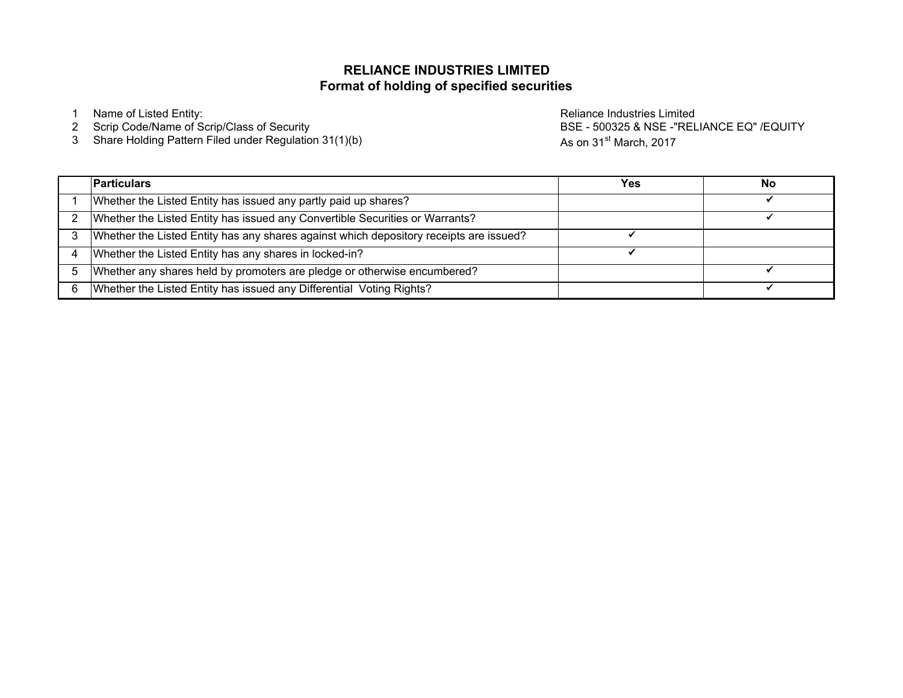# RELIANCE INDUSTRIES LIMITED
## Format of holding of specified securities

1. Name of Listed Entity: Reliance Industries Limited
2. Scrip Code/Name of Scrip/Class of Security: BSE - 500325 & NSE -"RELIANCE EQ" /EQUITY
3. Share Holding Pattern Filed under Regulation 31(1)(b): As on 31st March, 2017

| | Particulars | Yes | No |
|---|---|---|---|
| 1 | Whether the Listed Entity has issued any partly paid up shares? | | ✔ |
| 2 | Whether the Listed Entity has issued any Convertible Securities or Warrants? | | ✔ |
| 3 | Whether the Listed Entity has any shares against which depository receipts are issued? | ✔ | |
| 4 | Whether the Listed Entity has any shares in locked-in? | ✔ | |
| 5 | Whether any shares held by promoters are pledge or otherwise encumbered? | | ✔ |
| 6 | Whether the Listed Entity has issued any Differential Voting Rights? | | ✔ |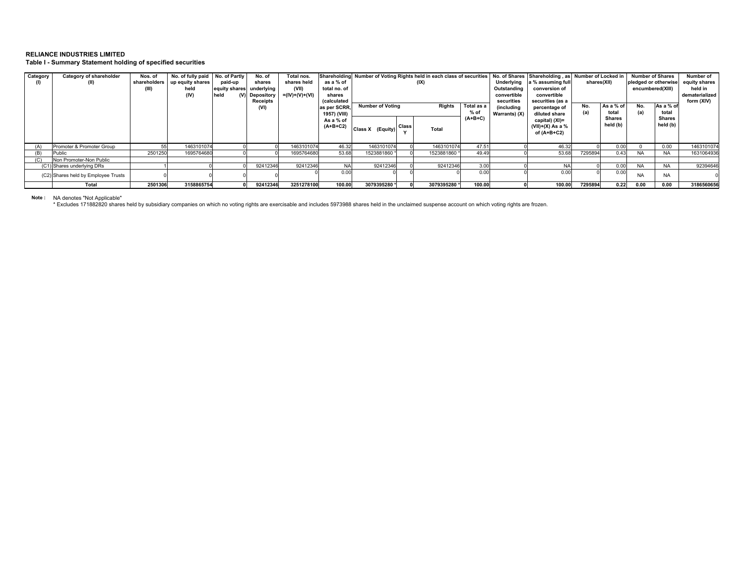**RELIANCE INDUSTRIES LIMITED**

**Table I - Summary Statement holding of specified securities**

| Category (I) | Category of shareholder (II) | Nos. of shareholders (III) | No. of fully paid up equity shares held (IV) | No. of Partly paid-up equity shares held (V) | No. of shares underlying Depository Receipts (VI) | Total nos. shares held (VII) =(IV)+(V)+(VI) | Shareholding as a % of total no. of shares (calculated as per SCRR, 1957) (VIII) As a % of (A+B+C2) | Number of Voting Rights held in each class of securities (IX) | | | | No. of Shares Underlying Outstanding convertible securities (including Warrants) (X) | Shareholding , as a % assuming full conversion of convertible securities (as a percentage of diluted share capital) (XI)= (VII)+(X) As a % of (A+B+C2) | Number of Locked in shares(XII) | | Number of Shares pledged or otherwise encumbered(XIII) | | Number of equity shares held in dematerialized form (XIV) |
|---|---|---|---|---|---|---|---|---|---|---|---|---|---|---|---|---|---|---|
| | | | | | | | | Number of Voting Rights | | | Total as a % of (A+B+C) | | | No. (a) | As a % of total Shares held (b) | No. (a) | As a % of total Shares held (b) | |
| | | | | | | | | Class X (Equity) | Class Y | Total | | | | | | | | |
| (A) | Promoter & Promoter Group | 55 | 1463101074 | 0 | 0 | 1463101074 | 46.32 | 1463101074 | 0 | 1463101074 | 47.51 | 0 | 46.32 | 0 | 0.00 | 0 | 0.00 | 1463101074 |
| (B) | Public | 2501250 | 1695764680 | 0 | 0 | 1695764680 | 53.68 | 1523881860 * | 0 | 1523881860 * | 49.49 | 0 | 53.68 | 7295894 | 0.43 | NA | NA | 1631064936 |
| (C) | Non Promoter-Non Public | | | | | | | | | | | | | | | | | |
| (C1) | Shares underlying DRs | 1 | 0 | 0 | 92412346 | 92412346 | NA | 92412346 | 0 | 92412346 | 3.00 | 0 | NA | 0 | 0.00 | NA | NA | 92394646 |
| (C2) | Shares held by Employee Trusts | 0 | 0 | 0 | | 0 | 0.00 | 0 | 0 | 0 | 0.00 | 0 | 0.00 | 0 | 0.00 | NA | NA | 0 |
| | **Total** | **2501306** | **3158865754** | **0** | **92412346** | **3251278100** | **100.00** | **3079395280 *** | **0** | **3079395280 *** | **100.00** | **0** | **100.00** | **7295894** | **0.22** | **0.00** | **0.00** | **3186560656** |

**Note :** NA denotes "Not Applicable"

\* Excludes 171882820 shares held by subsidiary companies on which no voting rights are exercisable and includes 5973988 shares held in the unclaimed suspense account on which voting rights are frozen.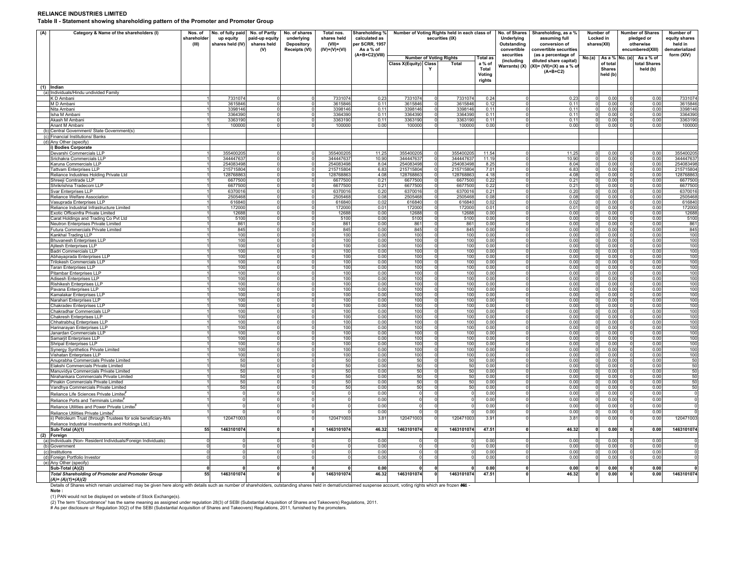**RELIANCE INDUSTRIES LIMITED**

**Table II - Statement showing shareholding pattern of the Promoter and Promoter Group**

| (A) | Category & Name of the shareholders (I) | Nos. of shareholder (III) | No. of fully paid up equity shares held (IV) | No. of Partly paid-up equity shares held (V) | No. of shares underlying Depository Receipts (VI) | Total nos. shares held (VII)= (IV)+(V)+(VI) | Shareholding % calculated as per SCRR, 1957 As a % of (A+B+C2)(VIII) | Number of Voting Rights held in each class of securities (IX) | | | | No. of Shares Underlying Outstanding convertible securities (including Warrants) (X) | Shareholding, as a % assuming full conversion of convertible securities (as a percentage of diluted share capital) (XI)= (VII)+(X) as a % of (A+B+C2) | Number of Locked in shares(XII) | | Number of Shares pledged or otherwise encumbered(XIII) | | Number of equity shares held in dematerialized form (XIV) |
|---|---|---|---|---|---|---|---|---|---|---|---|---|---|---|---|---|---|---|
| | | | | | | | | Number of Voting Rights | | | Total as a % of Total Voting rights | | | No.(a) | As a % of total Shares held (b) | No. (a) | As a % of total Shares held (b) | |
| | | | | | | | | Class X(Equity) | Class Y | Total | | | | | | | | |
| (1) | **Indian** | | | | | | | | | | | | | | | | | |
| (a) | Individuals/Hindu undivided Family | | | | | | | | | | | | | | | | | |
| | K D Ambani | 1 | 7331074 | 0 | 0 | 7331074 | 0.23 | 7331074 | 0 | 7331074 | 0.24 | 0 | 0.23 | 0 | 0.00 | 0 | 0.00 | 7331074 |
| | M D Ambani | 1 | 3615846 | 0 | 0 | 3615846 | 0.11 | 3615846 | 0 | 3615846 | 0.12 | 0 | 0.11 | 0 | 0.00 | 0 | 0.00 | 3615846 |
| | Nita Ambani | 1 | 3398146 | 0 | 0 | 3398146 | 0.11 | 3398146 | 0 | 3398146 | 0.11 | 0 | 0.11 | 0 | 0.00 | 0 | 0.00 | 3398146 |
| | Isha M Ambani | 1 | 3364390 | 0 | 0 | 3364390 | 0.11 | 3364390 | 0 | 3364390 | 0.11 | 0 | 0.11 | 0 | 0.00 | 0 | 0.00 | 3364390 |
| | Akash M Ambani | 1 | 3363190 | 0 | 0 | 3363190 | 0.11 | 3363190 | 0 | 3363190 | 0.11 | 0 | 0.11 | 0 | 0.00 | 0 | 0.00 | 3363190 |
| | Anant M Ambani | 1 | 100000 | 0 | 0 | 100000 | 0.00 | 100000 | 0 | 100000 | 0.00 | 0 | 0.00 | 0 | 0.00 | 0 | 0.00 | 100000 |
| (b) | Central Government/ State Government(s) | | | | | | | | | | | | | | | | | |
| (c) | Financial Institutions/ Banks | | | | | | | | | | | | | | | | | |
| (d) | Any Other (specify) | | | | | | | | | | | | | | | | | |
| | **i) Bodies Corporate** | | | | | | | | | | | | | | | | | |
| | Devarshi Commercials LLP | 1 | 355400205 | 0 | 0 | 355400205 | 11.25 | 355400205 | 0 | 355400205 | 11.54 | 0 | 11.25 | 0 | 0.00 | 0 | 0.00 | 355400205 |
| | Srichakra Commercials LLP | 1 | 344447637 | 0 | 0 | 344447637 | 10.90 | 344447637 | 0 | 344447637 | 11.19 | 0 | 10.90 | 0 | 0.00 | 0 | 0.00 | 344447637 |
| | Karuna Commercials LLP | 1 | 254083498 | 0 | 0 | 254083498 | 8.04 | 254083498 | 0 | 254083498 | 8.25 | 0 | 8.04 | 0 | 0.00 | 0 | 0.00 | 254083498 |
| | Tattvam Enterprises LLP | 1 | 215715804 | 0 | 0 | 215715804 | 6.83 | 215715804 | 0 | 215715804 | 7.01 | 0 | 6.83 | 0 | 0.00 | 0 | 0.00 | 215715804 |
| | Reliance Industries Holding Private Ltd | 1 | 128768863 | 0 | 0 | 128768863 | 4.08 | 128768863 | 0 | 128768863 | 4.18 | 0 | 4.08 | 0 | 0.00 | 0 | 0.00 | 128768863 |
| | Shreeji Comtrade LLP | 1 | 6677500 | 0 | 0 | 6677500 | 0.21 | 6677500 | 0 | 6677500 | 0.22 | 0 | 0.21 | 0 | 0.00 | 0 | 0.00 | 6677500 |
| | Shrikrishna Tradecom LLP | 1 | 6677500 | 0 | 0 | 6677500 | 0.21 | 6677500 | 0 | 6677500 | 0.22 | 0 | 0.21 | 0 | 0.00 | 0 | 0.00 | 6677500 |
| | Svar Enterprises LLP | 1 | 6370016 | 0 | 0 | 6370016 | 0.20 | 6370016 | 0 | 6370016 | 0.21 | 0 | 0.20 | 0 | 0.00 | 0 | 0.00 | 6370016 |
| | Reliance Welfare Association | 1 | 2505468 | 0 | 0 | 2505468 | 0.08 | 2505468 | 0 | 2505468 | 0.08 | 0 | 0.08 | 0 | 0.00 | 0 | 0.00 | 2505468 |
| | Vasuprada Enterprises LLP | 1 | 616840 | 0 | 0 | 616840 | 0.02 | 616840 | 0 | 616840 | 0.02 | 0 | 0.02 | 0 | 0.00 | 0 | 0.00 | 616840 |
| | Reliance Industrial Infrastructure Limited | 1 | 172000 | 0 | 0 | 172000 | 0.01 | 172000 | 0 | 172000 | 0.01 | 0 | 0.01 | 0 | 0.00 | 0 | 0.00 | 172000 |
| | Exotic Officeinfra Private Limited | 1 | 12688 | 0 | 0 | 12688 | 0.00 | 12688 | 0 | 12688 | 0.00 | 0 | 0.00 | 0 | 0.00 | 0 | 0.00 | 12688 |
| | Carat Holdings and Trading Co Pvt Ltd | 1 | 5100 | 0 | 0 | 5100 | 0.00 | 5100 | 0 | 5100 | 0.00 | 0 | 0.00 | 0 | 0.00 | 0 | 0.00 | 5100 |
| | Neutron Enterprises Private Limited | 1 | 861 | 0 | 0 | 861 | 0.00 | 861 | 0 | 861 | 0.00 | 0 | 0.00 | 0 | 0.00 | 0 | 0.00 | 861 |
| | Futura Commercials Private Limited | 1 | 845 | 0 | 0 | 845 | 0.00 | 845 | 0 | 845 | 0.00 | 0 | 0.00 | 0 | 0.00 | 0 | 0.00 | 845 |
| | Kankhal Trading LLP | 1 | 100 | 0 | 0 | 100 | 0.00 | 100 | 0 | 100 | 0.00 | 0 | 0.00 | 0 | 0.00 | 0 | 0.00 | 100 |
| | Bhuvanesh Enterprises LLP | 1 | 100 | 0 | 0 | 100 | 0.00 | 100 | 0 | 100 | 0.00 | 0 | 0.00 | 0 | 0.00 | 0 | 0.00 | 100 |
| | Ajitesh Enterprises LLP | 1 | 100 | 0 | 0 | 100 | 0.00 | 100 | 0 | 100 | 0.00 | 0 | 0.00 | 0 | 0.00 | 0 | 0.00 | 100 |
| | Badri Commercials LLP | 1 | 100 | 0 | 0 | 100 | 0.00 | 100 | 0 | 100 | 0.00 | 0 | 0.00 | 0 | 0.00 | 0 | 0.00 | 100 |
| | Abhayaprada Enterprises LLP | 1 | 100 | 0 | 0 | 100 | 0.00 | 100 | 0 | 100 | 0.00 | 0 | 0.00 | 0 | 0.00 | 0 | 0.00 | 100 |
| | Trilokesh Commercials LLP | 1 | 100 | 0 | 0 | 100 | 0.00 | 100 | 0 | 100 | 0.00 | 0 | 0.00 | 0 | 0.00 | 0 | 0.00 | 100 |
| | Taran Enterprises LLP | 1 | 100 | 0 | 0 | 100 | 0.00 | 100 | 0 | 100 | 0.00 | 0 | 0.00 | 0 | 0.00 | 0 | 0.00 | 100 |
| | Pitambar Enterprises LLP | 1 | 100 | 0 | 0 | 100 | 0.00 | 100 | 0 | 100 | 0.00 | 0 | 0.00 | 0 | 0.00 | 0 | 0.00 | 100 |
| | Adisesh Enterprises LLP | 1 | 100 | 0 | 0 | 100 | 0.00 | 100 | 0 | 100 | 0.00 | 0 | 0.00 | 0 | 0.00 | 0 | 0.00 | 100 |
| | Rishikesh Enterprises LLP | 1 | 100 | 0 | 0 | 100 | 0.00 | 100 | 0 | 100 | 0.00 | 0 | 0.00 | 0 | 0.00 | 0 | 0.00 | 100 |
| | Pavana Enterprises LLP | 1 | 100 | 0 | 0 | 100 | 0.00 | 100 | 0 | 100 | 0.00 | 0 | 0.00 | 0 | 0.00 | 0 | 0.00 | 100 |
| | Kamalakar Enterprises LLP | 1 | 100 | 0 | 0 | 100 | 0.00 | 100 | 0 | 100 | 0.00 | 0 | 0.00 | 0 | 0.00 | 0 | 0.00 | 100 |
| | Narahari Enterprises LLP | 1 | 100 | 0 | 0 | 100 | 0.00 | 100 | 0 | 100 | 0.00 | 0 | 0.00 | 0 | 0.00 | 0 | 0.00 | 100 |
| | Chakradev Enterprises LLP | 1 | 100 | 0 | 0 | 100 | 0.00 | 100 | 0 | 100 | 0.00 | 0 | 0.00 | 0 | 0.00 | 0 | 0.00 | 100 |
| | Chakradhar Commercials LLP | 1 | 100 | 0 | 0 | 100 | 0.00 | 100 | 0 | 100 | 0.00 | 0 | 0.00 | 0 | 0.00 | 0 | 0.00 | 100 |
| | Chakresh Enterprises LLP | 1 | 100 | 0 | 0 | 100 | 0.00 | 100 | 0 | 100 | 0.00 | 0 | 0.00 | 0 | 0.00 | 0 | 0.00 | 100 |
| | Chhatrabhuj Enterprises LLP | 1 | 100 | 0 | 0 | 100 | 0.00 | 100 | 0 | 100 | 0.00 | 0 | 0.00 | 0 | 0.00 | 0 | 0.00 | 100 |
| | Harinarayan Enterprises LLP | 1 | 100 | 0 | 0 | 100 | 0.00 | 100 | 0 | 100 | 0.00 | 0 | 0.00 | 0 | 0.00 | 0 | 0.00 | 100 |
| | Janardan Commercials LLP | 1 | 100 | 0 | 0 | 100 | 0.00 | 100 | 0 | 100 | 0.00 | 0 | 0.00 | 0 | 0.00 | 0 | 0.00 | 100 |
| | Samarjit Enterprises LLP | 1 | 100 | 0 | 0 | 100 | 0.00 | 100 | 0 | 100 | 0.00 | 0 | 0.00 | 0 | 0.00 | 0 | 0.00 | 100 |
| | Shripal Enterprises LLP | 1 | 100 | 0 | 0 | 100 | 0.00 | 100 | 0 | 100 | 0.00 | 0 | 0.00 | 0 | 0.00 | 0 | 0.00 | 100 |
| | Synergy Synthetics Private Limited | 1 | 100 | 0 | 0 | 100 | 0.00 | 100 | 0 | 100 | 0.00 | 0 | 0.00 | 0 | 0.00 | 0 | 0.00 | 100 |
| | Vishatan Enterprises LLP | 1 | 100 | 0 | 0 | 100 | 0.00 | 100 | 0 | 100 | 0.00 | 0 | 0.00 | 0 | 0.00 | 0 | 0.00 | 100 |
| | Anuprabha Commercials Private Limited | 1 | 50 | 0 | 0 | 50 | 0.00 | 50 | 0 | 50 | 0.00 | 0 | 0.00 | 0 | 0.00 | 0 | 0.00 | 50 |
| | Elakshi Commercials Private Limited | 1 | 50 | 0 | 0 | 50 | 0.00 | 50 | 0 | 50 | 0.00 | 0 | 0.00 | 0 | 0.00 | 0 | 0.00 | 50 |
| | Manuvidya Commercials Private Limited | 1 | 50 | 0 | 0 | 50 | 0.00 | 50 | 0 | 50 | 0.00 | 0 | 0.00 | 0 | 0.00 | 0 | 0.00 | 50 |
| | Nirahankara Commercials Private Limited | 1 | 50 | 0 | 0 | 50 | 0.00 | 50 | 0 | 50 | 0.00 | 0 | 0.00 | 0 | 0.00 | 0 | 0.00 | 50 |
| | Pinakin Commercials Private Limited | 1 | 50 | 0 | 0 | 50 | 0.00 | 50 | 0 | 50 | 0.00 | 0 | 0.00 | 0 | 0.00 | 0 | 0.00 | 50 |
| | Vandhya Commercials Private Limited | 1 | 50 | 0 | 0 | 50 | 0.00 | 50 | 0 | 50 | 0.00 | 0 | 0.00 | 0 | 0.00 | 0 | 0.00 | 50 |
| | Reliance Life Sciences Private Limited# | 1 | 0 | 0 | 0 | 0 | 0.00 | 0 | 0 | 0 | 0.00 | 0 | 0.00 | 0 | 0.00 | 0 | 0.00 | 0 |
| | Reliance Ports and Terminals Limited# | 1 | 0 | 0 | 0 | 0 | 0.00 | 0 | 0 | 0 | 0.00 | 0 | 0.00 | 0 | 0.00 | 0 | 0.00 | 0 |
| | Reliance Utilities and Power Private Limited# | 1 | 0 | 0 | 0 | 0 | 0.00 | 0 | 0 | 0 | 0.00 | 0 | 0.00 | 0 | 0.00 | 0 | 0.00 | 0 |
| | Reliance Utilities Private Limited# | 1 | 0 | 0 | 0 | 0 | 0.00 | 0 | 0 | 0 | 0.00 | 0 | 0.00 | 0 | 0.00 | 0 | 0.00 | 0 |
| | ii) Petroleum Trust (through Trustees for sole beneficiary-M/s Reliance Industrial Investments and Holdings Ltd.) | 1 | 120471003 | 0 | 0 | 120471003 | 3.81 | 120471003 | 0 | 120471003 | 3.91 | 0 | 3.81 | 0 | 0.00 | 0 | 0.00 | 120471003 |
| | **Sub-Total (A)(1)** | **55** | **1463101074** | **0** | **0** | **1463101074** | **46.32** | **1463101074** | **0** | **1463101074** | **47.51** | **0** | **46.32** | **0** | **0.00** | **0** | **0.00** | **1463101074** |
| (2) | **Foreign** | | | | | | | | | | | | | | | | | |
| (a) | Individuals (Non- Resident Individuals/Foreign Individuals) | 0 | 0 | 0 | 0 | 0 | 0.00 | 0 | 0 | 0 | 0.00 | 0 | 0.00 | 0 | 0.00 | 0 | 0.00 | 0 |
| (b) | Government | 0 | 0 | 0 | 0 | 0 | 0.00 | 0 | 0 | 0 | 0.00 | 0 | 0.00 | 0 | 0.00 | 0 | 0.00 | 0 |
| (c) | Institutions | 0 | 0 | 0 | 0 | 0 | 0.00 | 0 | 0 | 0 | 0.00 | 0 | 0.00 | 0 | 0.00 | 0 | 0.00 | 0 |
| (d) | Foreign Portfolio Investor | 0 | 0 | 0 | 0 | 0 | 0.00 | 0 | 0 | 0 | 0.00 | 0 | 0.00 | 0 | 0.00 | 0 | 0.00 | 0 |
| (e) | Any Other (specify) | | | | | | | | | | | | | | | | | |
| | **Sub-Total (A)(2)** | **0** | **0** | **0** | **0** | **0** | **0.00** | **0** | **0** | **0** | **0.00** | **0** | **0.00** | **0** | **0.00** | **0** | **0.00** | **0** |
| | ***Total Shareholding of Promoter and Promoter Group (A)= (A)(1)+(A)(2)*** | **55** | **1463101074** | **0** | **0** | **1463101074** | **46.32** | **1463101074** | **0** | **1463101074** | **47.51** | **0** | **46.32** | **0** | **0.00** | **0** | **0.00** | **1463101074** |

Details of Shares which remain unclaimed may be given here along with details such as number of shareholders, outstanding shares held in demat/unclaimed suspense account, voting rights which are frozen etc. - Nil

**Note :**

(1) PAN would not be displayed on website of Stock Exchange(s).

(2) The term "Encumbrance" has the same meaning as assigned under regulation 28(3) of SEBI (Substantial Acquisition of Shares and Takeovers) Regulations, 2011.

# As per disclosure u/r Regulation 30(2) of the SEBI (Substantial Acquisition of Shares and Takeovers) Regulations, 2011, furnished by the promoters.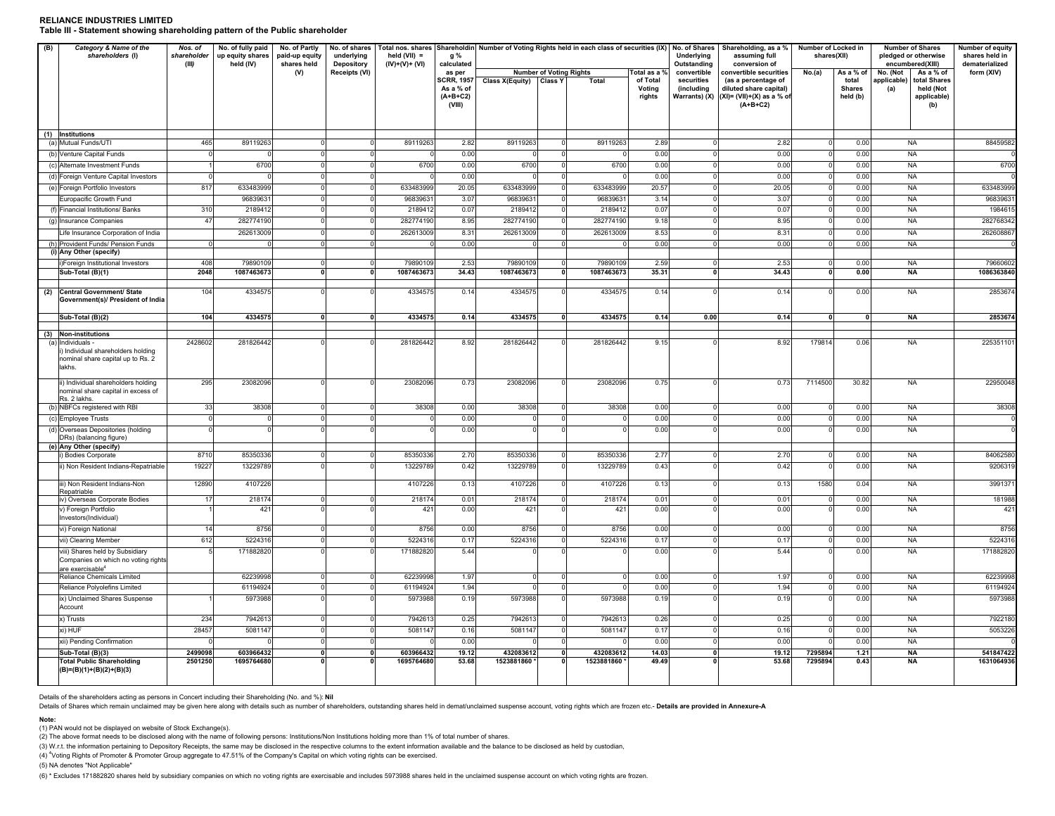**RELIANCE INDUSTRIES LIMITED**

**Table III - Statement showing shareholding pattern of the Public shareholder**

| (B) | Category & Name of the shareholders (I) | Nos. of shareholder (III) | No. of fully paid up equity shares held (IV) | No. of Partly paid-up equity shares held (V) | No. of shares underlying Depository Receipts (VI) | Total nos. shares held (VII) = (IV)+(V)+ (VI) | Shareholding % calculated as per SCRR, 1957 As a % of (A+B+C2) (VIII) | Number of Voting Rights held in each class of securities (IX) | | | | No. of Shares Underlying Outstanding convertible securities (including Warrants) (X) | Shareholding, as a % assuming full conversion of convertible securities (as a percentage of diluted share capital) (XI)= (VII)+(X) as a % of (A+B+C2) | Number of Locked in shares(XII) | | Number of Shares pledged or otherwise encumbered(XIII) | | Number of equity shares held in dematerialized form (XIV) |
|---|---|---|---|---|---|---|---|---|---|---|---|---|---|---|---|---|---|---|
| | | | | | | | | Number of Voting Rights | | | Total as a % of Total Voting rights | | | No.(a) | As a % of total Shares held (b) | No. (Not applicable) (a) | As a % of total Shares held (Not applicable) (b) | |
| | | | | | | | | Class X(Equity) | Class Y | Total | | | | | | | | |
| (1) | **Institutions** | | | | | | | | | | | | | | | | | |
| (a) | Mutual Funds/UTI | 465 | 89119263 | 0 | 0 | 89119263 | 2.82 | 89119263 | 0 | 89119263 | 2.89 | 0 | 2.82 | 0 | 0.00 | NA | | 88459582 |
| (b) | Venture Capital Funds | 0 | 0 | 0 | 0 | 0 | 0.00 | 0 | 0 | 0 | 0.00 | 0 | 0.00 | 0 | 0.00 | NA | | 0 |
| (c) | Alternate Investment Funds | 1 | 6700 | 0 | 0 | 6700 | 0.00 | 6700 | 0 | 6700 | 0.00 | 0 | 0.00 | 0 | 0.00 | NA | | 6700 |
| (d) | Foreign Venture Capital Investors | 0 | 0 | 0 | 0 | 0 | 0.00 | 0 | 0 | 0 | 0.00 | 0 | 0.00 | 0 | 0.00 | NA | | 0 |
| (e) | Foreign Portfolio Investors | 817 | 633483999 | 0 | 0 | 633483999 | 20.05 | 633483999 | 0 | 633483999 | 20.57 | 0 | 20.05 | 0 | 0.00 | NA | | 633483999 |
| | Europacific Growth Fund | | 96839631 | 0 | 0 | 96839631 | 3.07 | 96839631 | 0 | 96839631 | 3.14 | 0 | 3.07 | 0 | 0.00 | NA | | 96839631 |
| (f) | Financial Institutions/ Banks | 310 | 2189412 | 0 | 0 | 2189412 | 0.07 | 2189412 | 0 | 2189412 | 0.07 | 0 | 0.07 | 0 | 0.00 | NA | | 1984615 |
| (g) | Insurance Companies | 47 | 282774190 | 0 | 0 | 282774190 | 8.95 | 282774190 | 0 | 282774190 | 9.18 | 0 | 8.95 | 0 | 0.00 | NA | | 282768342 |
| | Life Insurance Corporation of India | | 262613009 | 0 | 0 | 262613009 | 8.31 | 262613009 | 0 | 262613009 | 8.53 | 0 | 8.31 | 0 | 0.00 | NA | | 262608867 |
| (h) | Provident Funds/ Pension Funds | 0 | 0 | 0 | 0 | 0 | 0.00 | 0 | 0 | 0 | 0.00 | 0 | 0.00 | 0 | 0.00 | NA | | 0 |
| (i) | **Any Other (specify)** | | | | | | | | | | | | | | | | | |
| | i)Foreign Institutional Investors | 408 | 79890109 | 0 | 0 | 79890109 | 2.53 | 79890109 | 0 | 79890109 | 2.59 | 0 | 2.53 | 0 | 0.00 | NA | | 79660602 |
| | **Sub-Total (B)(1)** | **2048** | **1087463673** | **0** | **0** | **1087463673** | **34.43** | **1087463673** | **0** | **1087463673** | **35.31** | **0** | **34.43** | **0** | **0.00** | **NA** | | **1086363840** |
| (2) | **Central Government/ State Government(s)/ President of India** | 104 | 4334575 | 0 | 0 | 4334575 | 0.14 | 4334575 | 0 | 4334575 | 0.14 | 0 | 0.14 | 0 | 0.00 | NA | | 2853674 |
| | **Sub-Total (B)(2)** | **104** | **4334575** | **0** | **0** | **4334575** | **0.14** | **4334575** | **0** | **4334575** | **0.14** | **0.00** | **0.14** | **0** | **0** | **NA** | | **2853674** |
| (3) | **Non-institutions** | | | | | | | | | | | | | | | | | |
| (a) | Individuals - i) Individual shareholders holding nominal share capital up to Rs. 2 lakhs. | 2428602 | 281826442 | 0 | 0 | 281826442 | 8.92 | 281826442 | 0 | 281826442 | 9.15 | 0 | 8.92 | 179814 | 0.06 | NA | | 225351101 |
| | ii) Individual shareholders holding nominal share capital in excess of Rs. 2 lakhs. | 295 | 23082096 | 0 | 0 | 23082096 | 0.73 | 23082096 | 0 | 23082096 | 0.75 | 0 | 0.73 | 7114500 | 30.82 | NA | | 22950048 |
| (b) | NBFCs registered with RBI | 33 | 38308 | 0 | 0 | 38308 | 0.00 | 38308 | 0 | 38308 | 0.00 | 0 | 0.00 | 0 | 0.00 | NA | | 38308 |
| (c) | Employee Trusts | 0 | 0 | 0 | 0 | 0 | 0.00 | 0 | 0 | 0 | 0.00 | 0 | 0.00 | 0 | 0.00 | NA | | 0 |
| (d) | Overseas Depositories (holding DRs) (balancing figure) | 0 | 0 | 0 | 0 | 0 | 0.00 | 0 | 0 | 0 | 0.00 | 0 | 0.00 | 0 | 0.00 | NA | | 0 |
| (e) | **Any Other (specify)** | | | | | | | | | | | | | | | | | |
| | i) Bodies Corporate | 8710 | 85350336 | 0 | 0 | 85350336 | 2.70 | 85350336 | 0 | 85350336 | 2.77 | 0 | 2.70 | 0 | 0.00 | NA | | 84062580 |
| | ii) Non Resident Indians-Repatriable | 19227 | 13229789 | 0 | 0 | 13229789 | 0.42 | 13229789 | 0 | 13229789 | 0.43 | 0 | 0.42 | 0 | 0.00 | NA | | 9206319 |
| | iii) Non Resident Indians-Non Repatriable | 12890 | 4107226 | | | 4107226 | 0.13 | 4107226 | 0 | 4107226 | 0.13 | 0 | 0.13 | 1580 | 0.04 | NA | | 3991371 |
| | iv) Overseas Corporate Bodies | 17 | 218174 | 0 | 0 | 218174 | 0.01 | 218174 | 0 | 218174 | 0.01 | 0 | 0.01 | 0 | 0.00 | NA | | 181988 |
| | v) Foreign Portfolio Investors(Individual) | 1 | 421 | 0 | 0 | 421 | 0.00 | 421 | 0 | 421 | 0.00 | 0 | 0.00 | 0 | 0.00 | NA | | 421 |
| | vi) Foreign National | 14 | 8756 | 0 | 0 | 8756 | 0.00 | 8756 | 0 | 8756 | 0.00 | 0 | 0.00 | 0 | 0.00 | NA | | 8756 |
| | vii) Clearing Member | 612 | 5224316 | 0 | 0 | 5224316 | 0.17 | 5224316 | 0 | 5224316 | 0.17 | 0 | 0.17 | 0 | 0.00 | NA | | 5224316 |
| | viii) Shares held by Subsidiary Companies on which no voting rights are exercisable[4] | 5 | 171882820 | 0 | 0 | 171882820 | 5.44 | 0 | 0 | 0 | 0.00 | 0 | 5.44 | 0 | 0.00 | NA | | 171882820 |
| | Reliance Chemicals Limited | | 62239998 | 0 | 0 | 62239998 | 1.97 | 0 | 0 | 0 | 0.00 | 0 | 1.97 | 0 | 0.00 | NA | | 62239998 |
| | Reliance Polyolefins Limited | | 61194924 | 0 | 0 | 61194924 | 1.94 | 0 | 0 | 0 | 0.00 | 0 | 1.94 | 0 | 0.00 | NA | | 61194924 |
| | ix) Unclaimed Shares Suspense Account | 1 | 5973988 | 0 | 0 | 5973988 | 0.19 | 5973988 | 0 | 5973988 | 0.19 | 0 | 0.19 | 0 | 0.00 | NA | | 5973988 |
| | x) Trusts | 234 | 7942613 | 0 | 0 | 7942613 | 0.25 | 7942613 | 0 | 7942613 | 0.26 | 0 | 0.25 | 0 | 0.00 | NA | | 7922180 |
| | xi) HUF | 28457 | 5081147 | 0 | 0 | 5081147 | 0.16 | 5081147 | 0 | 5081147 | 0.17 | 0 | 0.16 | 0 | 0.00 | NA | | 5053226 |
| | xii) Pending Confirmation | 0 | 0 | 0 | 0 | 0 | 0.00 | 0 | 0 | 0 | 0.00 | 0 | 0.00 | 0 | 0.00 | NA | | 0 |
| | **Sub-Total (B)(3)** | **2499098** | **603966432** | **0** | **0** | **603966432** | **19.12** | **432083612** | **0** | **432083612** | **14.03** | **0** | **19.12** | **7295894** | **1.21** | **NA** | | **541847422** |
| | **Total Public Shareholding (B)=(B)(1)+(B)(2)+(B)(3)** | **2501250** | **1695764680** | **0** | **0** | **1695764680** | **53.68** | **1523881860 *** | **0** | **1523881860 *** | **49.49** | **0** | **53.68** | **7295894** | **0.43** | **NA** | | **1631064936** |

Details of the shareholders acting as persons in Concert including their Shareholding (No. and %): **Nil**

Details of Shares which remain unclaimed may be given here along with details such as number of shareholders, outstanding shares held in demat/unclaimed suspense account, voting rights which are frozen etc.- **Details are provided in Annexure-A**

**Note:**

(1) PAN would not be displayed on website of Stock Exchange(s).

(2) The above format needs to be disclosed along with the name of following persons: Institutions/Non Institutions holding more than 1% of total number of shares.

(3) W.r.t. the information pertaining to Depository Receipts, the same may be disclosed in the respective columns to the extent information available and the balance to be disclosed as held by custodian,

(4) [4]Voting Rights of Promoter & Promoter Group aggregate to 47.51% of the Company's Capital on which voting rights can be exercised.

(5) NA denotes "Not Applicable"

(6) * Excludes 171882820 shares held by subsidiary companies on which no voting rights are exercisable and includes 5973988 shares held in the unclaimed suspense account on which voting rights are frozen.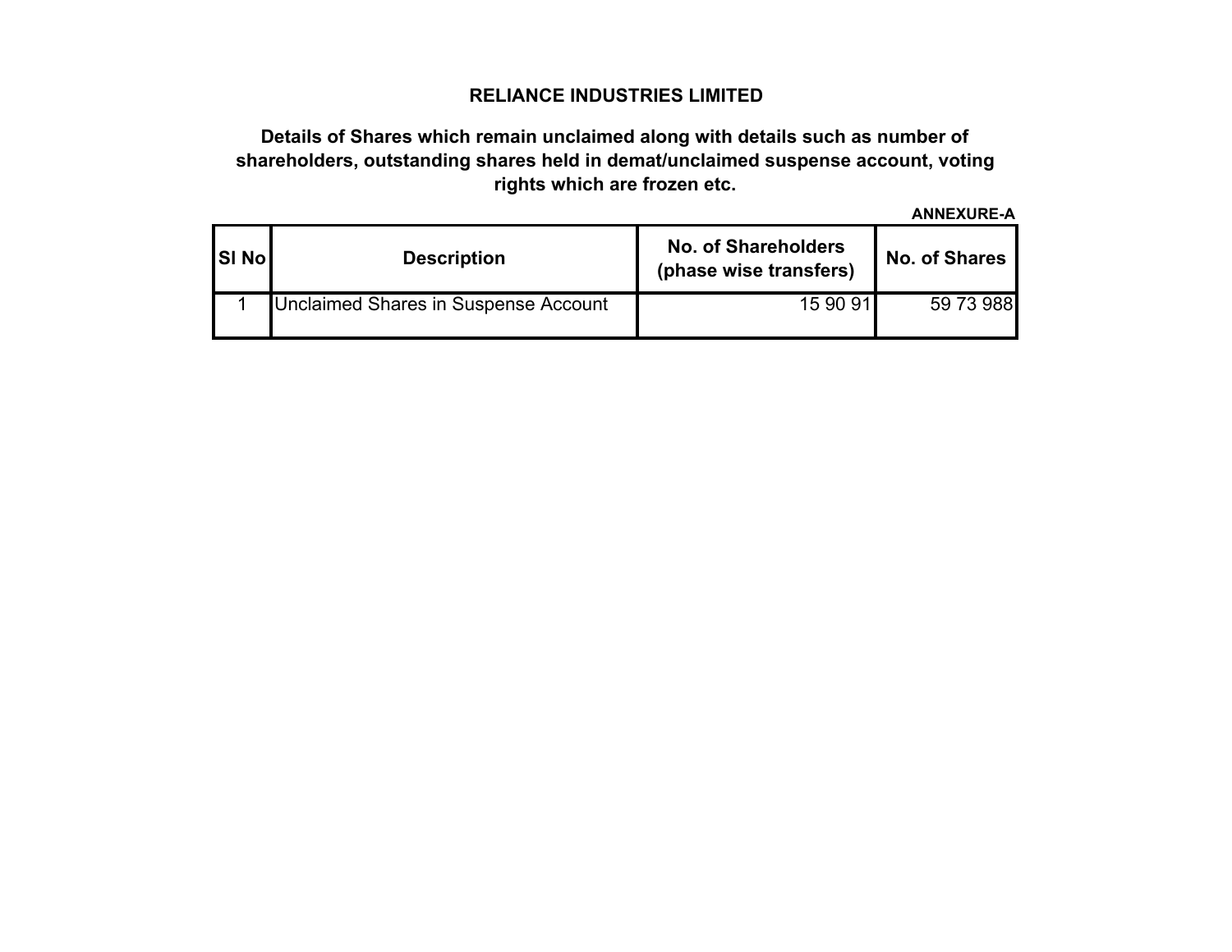# RELIANCE INDUSTRIES LIMITED

## Details of Shares which remain unclaimed along with details such as number of shareholders, outstanding shares held in demat/unclaimed suspense account, voting rights which are frozen etc.

**ANNEXURE-A**

| Sl No | Description | No. of Shareholders (phase wise transfers) | No. of Shares |
|---|---|---|---|
| 1 | Unclaimed Shares in Suspense Account | 15 90 91 | 59 73 988 |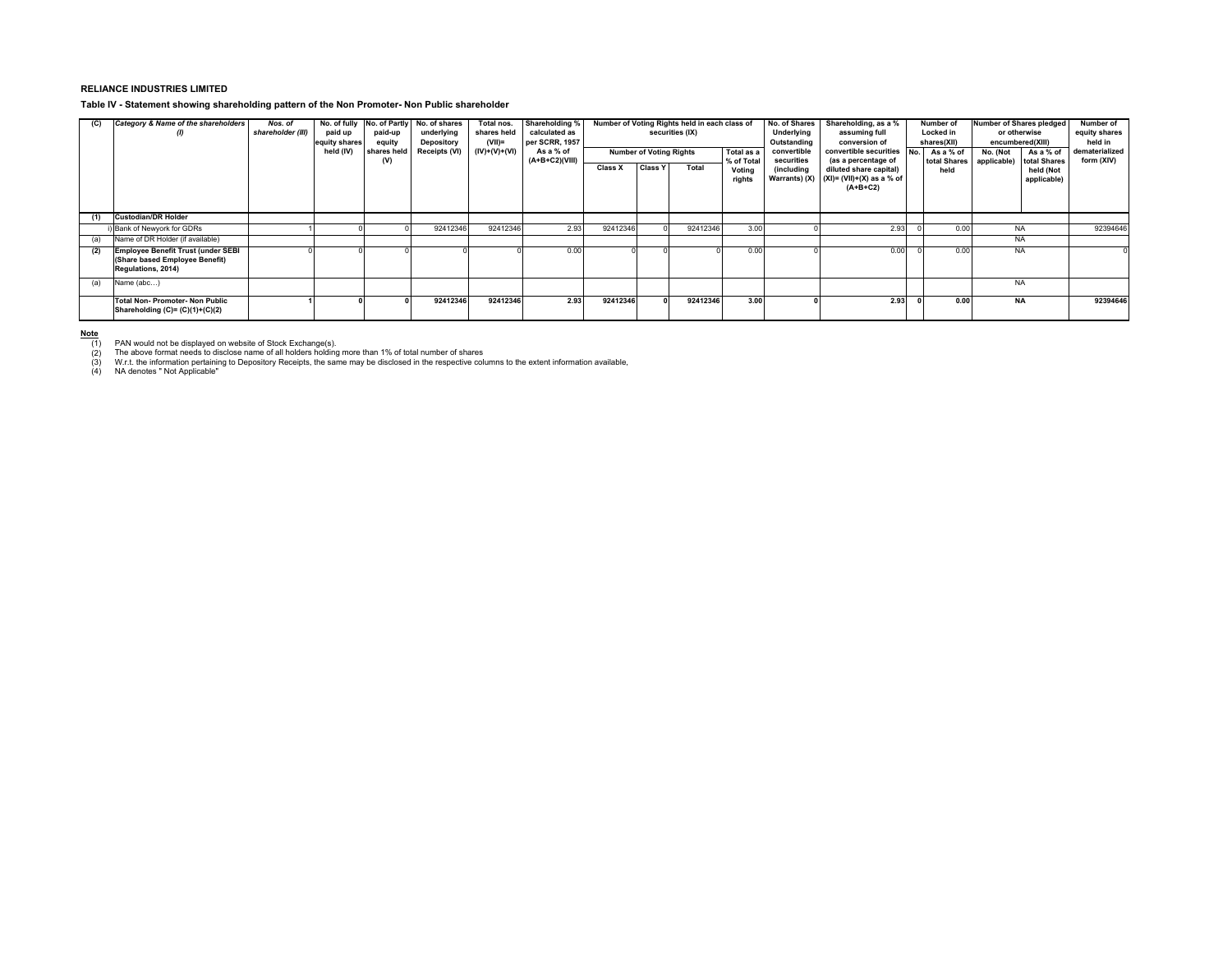**RELIANCE INDUSTRIES LIMITED**

**Table IV - Statement showing shareholding pattern of the Non Promoter- Non Public shareholder**

| (C) | Category & Name of the shareholders (I) | Nos. of shareholder (III) | No. of fully paid up equity shares held (IV) | No. of Partly paid-up equity shares held (V) | No. of shares underlying Depository Receipts (VI) | Total nos. shares held (VII)= (IV)+(V)+(VI) | Shareholding % calculated as per SCRR, 1957 As a % of (A+B+C2)(VIII) | Number of Voting Rights held in each class of securities (IX) | | | | No. of Shares Underlying Outstanding convertible securities (including Warrants) (X) | Shareholding, as a % assuming full conversion of convertible securities (as a percentage of diluted share capital) (XI)= (VII)+(X) as a % of (A+B+C2) | Number of Locked in shares(XII) | | Number of Shares pledged or otherwise encumbered(XIII) | | Number of equity shares held in dematerialized form (XIV) |
|---|---|---|---|---|---|---|---|---|---|---|---|---|---|---|---|---|---|---|
| | | | | | | | | Number of Voting Rights | | | Total as a % of Total Voting rights | | | No. | As a % of total Shares held | No. (Not applicable) | As a % of total Shares held (Not applicable) | |
| | | | | | | | | Class X | Class Y | Total | | | | | | | | |
| (1) | **Custodian/DR Holder** | | | | | | | | | | | | | | | | | |
| i) | Bank of Newyork for GDRs | 1 | 0 | 0 | 92412346 | 92412346 | 2.93 | 92412346 | 0 | 92412346 | 3.00 | 0 | 2.93 | 0 | 0.00 | NA | | 92394646 |
| (a) | Name of DR Holder (if available) | | | | | | | | | | | | | | | NA | | |
| (2) | **Employee Benefit Trust (under SEBI (Share based Employee Benefit) Regulations, 2014)** | 0 | 0 | 0 | 0 | 0 | 0.00 | 0 | 0 | 0 | 0.00 | 0 | 0.00 | 0 | 0.00 | NA | | 0 |
| (a) | Name (abc…) | | | | | | | | | | | | | | | NA | | |
| | **Total Non- Promoter- Non Public Shareholding (C)= (C)(1)+(C)(2)** | **1** | **0** | **0** | **92412346** | **92412346** | **2.93** | **92412346** | **0** | **92412346** | **3.00** | **0** | **2.93** | **0** | **0.00** | **NA** | | **92394646** |

**Note**

(1) PAN would not be displayed on website of Stock Exchange(s).

(2) The above format needs to disclose name of all holders holding more than 1% of total number of shares

(3) W.r.t. the information pertaining to Depository Receipts, the same may be disclosed in the respective columns to the extent information available,

(4) NA denotes " Not Applicable"